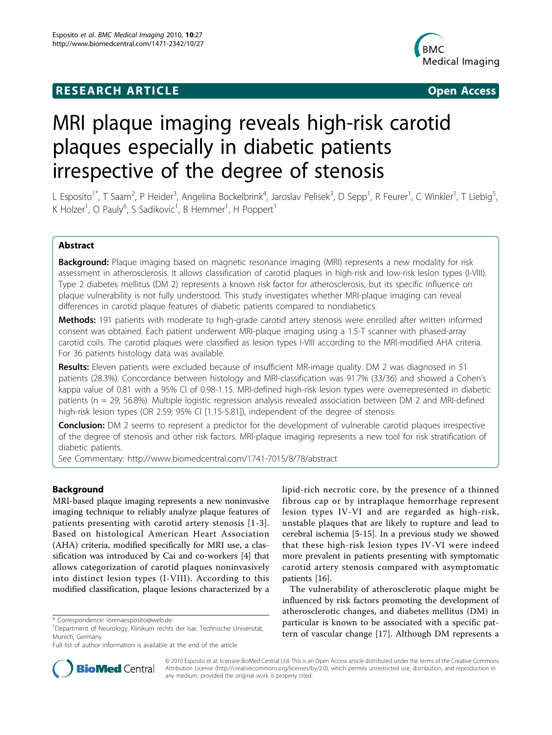**RESEARCH ARTICLE** **Open Access**

# MRI plaque imaging reveals high-risk carotid plaques especially in diabetic patients irrespective of the degree of stenosis

L Esposito[1*], T Saam[2], P Heider[3], Angelina Bockelbrink[4], Jaroslav Pelisek[3], D Sepp[1], R Feurer[1], C Winkler[1], T Liebig[5], K Holzer[1], O Pauly[6], S Sadikovic[1], B Hemmer[1], H Poppert[1]

## Abstract

**Background:** Plaque imaging based on magnetic resonance imaging (MRI) represents a new modality for risk assessment in atherosclerosis. It allows classification of carotid plaques in high-risk and low-risk lesion types (I-VIII). Type 2 diabetes mellitus (DM 2) represents a known risk factor for atherosclerosis, but its specific influence on plaque vulnerability is not fully understood. This study investigates whether MRI-plaque imaging can reveal differences in carotid plaque features of diabetic patients compared to nondiabetics.

**Methods:** 191 patients with moderate to high-grade carotid artery stenosis were enrolled after written informed consent was obtained. Each patient underwent MRI-plaque imaging using a 1.5-T scanner with phased-array carotid coils. The carotid plaques were classified as lesion types I-VIII according to the MRI-modified AHA criteria. For 36 patients histology data was available.

**Results:** Eleven patients were excluded because of insufficient MR-image quality. DM 2 was diagnosed in 51 patients (28.3%). Concordance between histology and MRI-classification was 91.7% (33/36) and showed a Cohen's kappa value of 0.81 with a 95% CI of 0.98-1.15. MRI-defined high-risk lesion types were overrepresented in diabetic patients (n = 29; 56.8%). Multiple logistic regression analysis revealed association between DM 2 and MRI-defined high-risk lesion types (OR 2.59; 95% CI [1.15-5.81]), independent of the degree of stenosis.

**Conclusion:** DM 2 seems to represent a predictor for the development of vulnerable carotid plaques irrespective of the degree of stenosis and other risk factors. MRI-plaque imaging represents a new tool for risk stratification of diabetic patients.

See Commentary: http://www.biomedcentral.com/1741-7015/8/78/abstract

## Background

MRI-based plaque imaging represents a new noninvasive imaging technique to reliably analyze plaque features of patients presenting with carotid artery stenosis [1-3]. Based on histological American Heart Association (AHA) criteria, modified specifically for MRI use, a classification was introduced by Cai and co-workers [4] that allows categorization of carotid plaques noninvasively into distinct lesion types (I-VIII). According to this modified classification, plaque lesions characterized by a lipid-rich necrotic core, by the presence of a thinned fibrous cap or by intraplaque hemorrhage represent lesion types IV-VI and are regarded as high-risk, unstable plaques that are likely to rupture and lead to cerebral ischemia [5-15]. In a previous study we showed that these high-risk lesion types IV-VI were indeed more prevalent in patients presenting with symptomatic carotid artery stenosis compared with asymptomatic patients [16].

The vulnerability of atherosclerotic plaque might be influenced by risk factors promoting the development of atherosclerotic changes, and diabetes mellitus (DM) in particular is known to be associated with a specific pattern of vascular change [17]. Although DM represents a

\* Correspondence: lorenaesposito@web.de
[1]Department of Neurology, Klinikum rechts der Isar, Technische Universität, Munich, Germany
Full list of author information is available at the end of the article

© 2010 Esposito et al; licensee BioMed Central Ltd. This is an Open Access article distributed under the terms of the Creative Commons Attribution License (http://creativecommons.org/licenses/by/2.0), which permits unrestricted use, distribution, and reproduction in any medium, provided the original work is properly cited.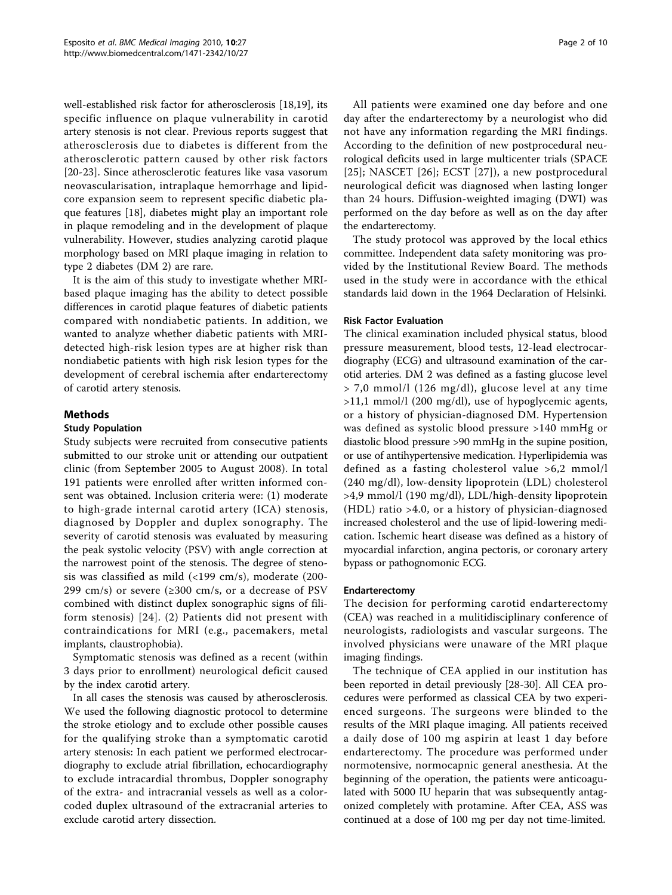well-established risk factor for atherosclerosis [18,19], its specific influence on plaque vulnerability in carotid artery stenosis is not clear. Previous reports suggest that atherosclerosis due to diabetes is different from the atherosclerotic pattern caused by other risk factors [20-23]. Since atherosclerotic features like vasa vasorum neovascularisation, intraplaque hemorrhage and lipid-core expansion seem to represent specific diabetic plaque features [18], diabetes might play an important role in plaque remodeling and in the development of plaque vulnerability. However, studies analyzing carotid plaque morphology based on MRI plaque imaging in relation to type 2 diabetes (DM 2) are rare.

It is the aim of this study to investigate whether MRI-based plaque imaging has the ability to detect possible differences in carotid plaque features of diabetic patients compared with nondiabetic patients. In addition, we wanted to analyze whether diabetic patients with MRI-detected high-risk lesion types are at higher risk than nondiabetic patients with high risk lesion types for the development of cerebral ischemia after endarterectomy of carotid artery stenosis.

## Methods

### Study Population

Study subjects were recruited from consecutive patients submitted to our stroke unit or attending our outpatient clinic (from September 2005 to August 2008). In total 191 patients were enrolled after written informed consent was obtained. Inclusion criteria were: (1) moderate to high-grade internal carotid artery (ICA) stenosis, diagnosed by Doppler and duplex sonography. The severity of carotid stenosis was evaluated by measuring the peak systolic velocity (PSV) with angle correction at the narrowest point of the stenosis. The degree of stenosis was classified as mild (<199 cm/s), moderate (200-299 cm/s) or severe (≥300 cm/s, or a decrease of PSV combined with distinct duplex sonographic signs of filiform stenosis) [24]. (2) Patients did not present with contraindications for MRI (e.g., pacemakers, metal implants, claustrophobia).

Symptomatic stenosis was defined as a recent (within 3 days prior to enrollment) neurological deficit caused by the index carotid artery.

In all cases the stenosis was caused by atherosclerosis. We used the following diagnostic protocol to determine the stroke etiology and to exclude other possible causes for the qualifying stroke than a symptomatic carotid artery stenosis: In each patient we performed electrocardiography to exclude atrial fibrillation, echocardiography to exclude intracardial thrombus, Doppler sonography of the extra- and intracranial vessels as well as a color-coded duplex ultrasound of the extracranial arteries to exclude carotid artery dissection.

All patients were examined one day before and one day after the endarterectomy by a neurologist who did not have any information regarding the MRI findings. According to the definition of new postprocedural neurological deficits used in large multicenter trials (SPACE [25]; NASCET [26]; ECST [27]), a new postprocedural neurological deficit was diagnosed when lasting longer than 24 hours. Diffusion-weighted imaging (DWI) was performed on the day before as well as on the day after the endarterectomy.

The study protocol was approved by the local ethics committee. Independent data safety monitoring was provided by the Institutional Review Board. The methods used in the study were in accordance with the ethical standards laid down in the 1964 Declaration of Helsinki.

### Risk Factor Evaluation

The clinical examination included physical status, blood pressure measurement, blood tests, 12-lead electrocardiography (ECG) and ultrasound examination of the carotid arteries. DM 2 was defined as a fasting glucose level > 7,0 mmol/l (126 mg/dl), glucose level at any time >11,1 mmol/l (200 mg/dl), use of hypoglycemic agents, or a history of physician-diagnosed DM. Hypertension was defined as systolic blood pressure >140 mmHg or diastolic blood pressure >90 mmHg in the supine position, or use of antihypertensive medication. Hyperlipidemia was defined as a fasting cholesterol value >6,2 mmol/l (240 mg/dl), low-density lipoprotein (LDL) cholesterol >4,9 mmol/l (190 mg/dl), LDL/high-density lipoprotein (HDL) ratio >4.0, or a history of physician-diagnosed increased cholesterol and the use of lipid-lowering medication. Ischemic heart disease was defined as a history of myocardial infarction, angina pectoris, or coronary artery bypass or pathognomonic ECG.

### Endarterectomy

The decision for performing carotid endarterectomy (CEA) was reached in a mulitidisciplinary conference of neurologists, radiologists and vascular surgeons. The involved physicians were unaware of the MRI plaque imaging findings.

The technique of CEA applied in our institution has been reported in detail previously [28-30]. All CEA procedures were performed as classical CEA by two experienced surgeons. The surgeons were blinded to the results of the MRI plaque imaging. All patients received a daily dose of 100 mg aspirin at least 1 day before endarterectomy. The procedure was performed under normotensive, normocapnic general anesthesia. At the beginning of the operation, the patients were anticoagulated with 5000 IU heparin that was subsequently antagonized completely with protamine. After CEA, ASS was continued at a dose of 100 mg per day not time-limited.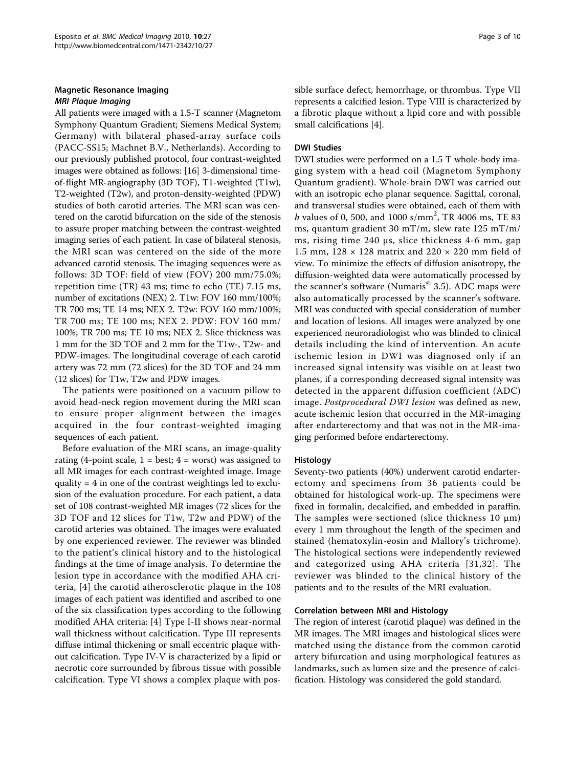## Magnetic Resonance Imaging

### *MRI Plaque Imaging*

All patients were imaged with a 1.5-T scanner (Magnetom Symphony Quantum Gradient; Siemens Medical System; Germany) with bilateral phased-array surface coils (PACC-SS15; Machnet B.V., Netherlands). According to our previously published protocol, four contrast-weighted images were obtained as follows: [16] 3-dimensional time-of-flight MR-angiography (3D TOF), T1-weighted (T1w), T2-weighted (T2w), and proton-density-weighted (PDW) studies of both carotid arteries. The MRI scan was centered on the carotid bifurcation on the side of the stenosis to assure proper matching between the contrast-weighted imaging series of each patient. In case of bilateral stenosis, the MRI scan was centered on the side of the more advanced carotid stenosis. The imaging sequences were as follows: 3D TOF: field of view (FOV) 200 mm/75.0%; repetition time (TR) 43 ms; time to echo (TE) 7.15 ms, number of excitations (NEX) 2. T1w: FOV 160 mm/100%; TR 700 ms; TE 14 ms; NEX 2. T2w: FOV 160 mm/100%; TR 700 ms; TE 100 ms; NEX 2. PDW: FOV 160 mm/100%; TR 700 ms; TE 10 ms; NEX 2. Slice thickness was 1 mm for the 3D TOF and 2 mm for the T1w-, T2w- and PDW-images. The longitudinal coverage of each carotid artery was 72 mm (72 slices) for the 3D TOF and 24 mm (12 slices) for T1w, T2w and PDW images.

The patients were positioned on a vacuum pillow to avoid head-neck region movement during the MRI scan to ensure proper alignment between the images acquired in the four contrast-weighted imaging sequences of each patient.

Before evaluation of the MRI scans, an image-quality rating (4-point scale, 1 = best; 4 = worst) was assigned to all MR images for each contrast-weighted image. Image quality = 4 in one of the contrast weightings led to exclusion of the evaluation procedure. For each patient, a data set of 108 contrast-weighted MR images (72 slices for the 3D TOF and 12 slices for T1w, T2w and PDW) of the carotid arteries was obtained. The images were evaluated by one experienced reviewer. The reviewer was blinded to the patient's clinical history and to the histological findings at the time of image analysis. To determine the lesion type in accordance with the modified AHA criteria, [4] the carotid atherosclerotic plaque in the 108 images of each patient was identified and ascribed to one of the six classification types according to the following modified AHA criteria: [4] Type I-II shows near-normal wall thickness without calcification. Type III represents diffuse intimal thickening or small eccentric plaque without calcification. Type IV-V is characterized by a lipid or necrotic core surrounded by fibrous tissue with possible calcification. Type VI shows a complex plaque with possible surface defect, hemorrhage, or thrombus. Type VII represents a calcified lesion. Type VIII is characterized by a fibrotic plaque without a lipid core and with possible small calcifications [4].

### DWI Studies

DWI studies were performed on a 1.5 T whole-body imaging system with a head coil (Magnetom Symphony Quantum gradient). Whole-brain DWI was carried out with an isotropic echo planar sequence. Sagittal, coronal, and transversal studies were obtained, each of them with $b$ values of 0, 500, and 1000 s/mm$^2$, TR 4006 ms, TE 83 ms, quantum gradient 30 mT/m, slew rate 125 mT/m/ms, rising time 240 μs, slice thickness 4-6 mm, gap 1.5 mm, 128 × 128 matrix and 220 × 220 mm field of view. To minimize the effects of diffusion anisotropy, the diffusion-weighted data were automatically processed by the scanner's software (Numaris© 3.5). ADC maps were also automatically processed by the scanner's software. MRI was conducted with special consideration of number and location of lesions. All images were analyzed by one experienced neuroradiologist who was blinded to clinical details including the kind of intervention. An acute ischemic lesion in DWI was diagnosed only if an increased signal intensity was visible on at least two planes, if a corresponding decreased signal intensity was detected in the apparent diffusion coefficient (ADC) image. *Postprocedural DWI lesion* was defined as new, acute ischemic lesion that occurred in the MR-imaging after endarterectomy and that was not in the MR-imaging performed before endarterectomy.

### Histology

Seventy-two patients (40%) underwent carotid endarterectomy and specimens from 36 patients could be obtained for histological work-up. The specimens were fixed in formalin, decalcified, and embedded in paraffin. The samples were sectioned (slice thickness 10 μm) every 1 mm throughout the length of the specimen and stained (hematoxylin-eosin and Mallory's trichrome). The histological sections were independently reviewed and categorized using AHA criteria [31,32]. The reviewer was blinded to the clinical history of the patients and to the results of the MRI evaluation.

### Correlation between MRI and Histology

The region of interest (carotid plaque) was defined in the MR images. The MRI images and histological slices were matched using the distance from the common carotid artery bifurcation and using morphological features as landmarks, such as lumen size and the presence of calcification. Histology was considered the gold standard.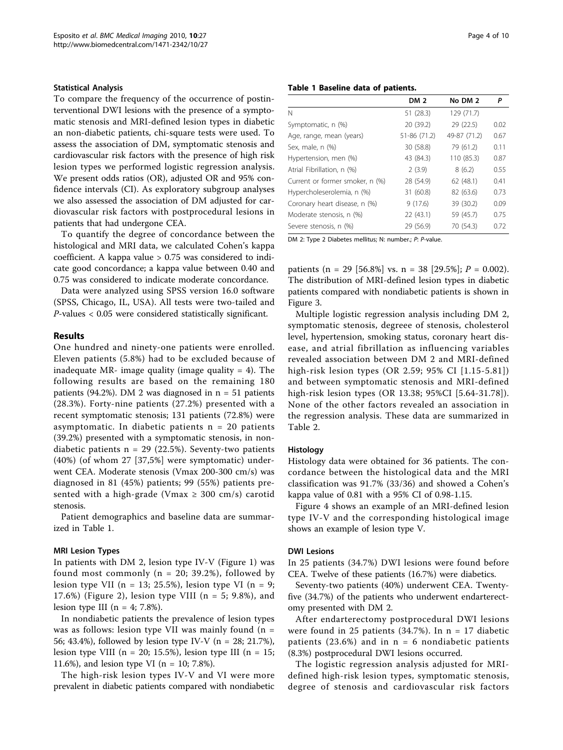### Statistical Analysis

To compare the frequency of the occurrence of postinterventional DWI lesions with the presence of a symptomatic stenosis and MRI-defined lesion types in diabetic an non-diabetic patients, chi-square tests were used. To assess the association of DM, symptomatic stenosis and cardiovascular risk factors with the presence of high risk lesion types we performed logistic regression analysis. We present odds ratios (OR), adjusted OR and 95% confidence intervals (CI). As exploratory subgroup analyses we also assessed the association of DM adjusted for cardiovascular risk factors with postprocedural lesions in patients that had undergone CEA.

To quantify the degree of concordance between the histological and MRI data, we calculated Cohen's kappa coefficient. A kappa value > 0.75 was considered to indicate good concordance; a kappa value between 0.40 and 0.75 was considered to indicate moderate concordance.

Data were analyzed using SPSS version 16.0 software (SPSS, Chicago, IL, USA). All tests were two-tailed and *P*-values < 0.05 were considered statistically significant.

## Results

One hundred and ninety-one patients were enrolled. Eleven patients (5.8%) had to be excluded because of inadequate MR- image quality (image quality = 4). The following results are based on the remaining 180 patients (94.2%). DM 2 was diagnosed in n = 51 patients (28.3%). Forty-nine patients (27.2%) presented with a recent symptomatic stenosis; 131 patients (72.8%) were asymptomatic. In diabetic patients n = 20 patients (39.2%) presented with a symptomatic stenosis, in nondiabetic patients n = 29 (22.5%). Seventy-two patients (40%) (of whom 27 [37,5%] were symptomatic) underwent CEA. Moderate stenosis (Vmax 200-300 cm/s) was diagnosed in 81 (45%) patients; 99 (55%) patients presented with a high-grade (Vmax ≥ 300 cm/s) carotid stenosis.

Patient demographics and baseline data are summarized in Table 1.

**Table 1 Baseline data of patients.**

| | DM 2 | No DM 2 | P |
|---|---|---|---|
| N | 51 (28.3) | 129 (71.7) | |
| Symptomatic, n (%) | 20 (39.2) | 29 (22.5) | 0.02 |
| Age, range, mean (years) | 51-86 (71.2) | 49-87 (71.2) | 0.67 |
| Sex, male, n (%) | 30 (58.8) | 79 (61.2) | 0.11 |
| Hypertension, men (%) | 43 (84.3) | 110 (85.3) | 0.87 |
| Atrial Fibrillation, n (%) | 2 (3.9) | 8 (6.2) | 0.55 |
| Current or former smoker, n (%) | 28 (54.9) | 62 (48.1) | 0.41 |
| Hypercholeserolemia, n (%) | 31 (60.8) | 82 (63.6) | 0.73 |
| Coronary heart disease, n (%) | 9 (17.6) | 39 (30.2) | 0.09 |
| Moderate stenosis, n (%) | 22 (43.1) | 59 (45.7) | 0.75 |
| Severe stenosis, n (%) | 29 (56.9) | 70 (54.3) | 0.72 |

DM 2: Type 2 Diabetes mellitus; N: number.; *P*: *P*-value.

### MRI Lesion Types

In patients with DM 2, lesion type IV-V (Figure 1) was found most commonly (n = 20; 39.2%), followed by lesion type VII (n = 13; 25.5%), lesion type VI (n = 9; 17.6%) (Figure 2), lesion type VIII (n = 5; 9.8%), and lesion type III (n = 4; 7.8%).

In nondiabetic patients the prevalence of lesion types was as follows: lesion type VII was mainly found (n = 56; 43.4%), followed by lesion type IV-V (n = 28; 21.7%), lesion type VIII (n = 20; 15.5%), lesion type III (n = 15; 11.6%), and lesion type VI (n = 10; 7.8%).

The high-risk lesion types IV-V and VI were more prevalent in diabetic patients compared with nondiabetic patients (n = 29 [56.8%] vs. n = 38 [29.5%]; *P* = 0.002). The distribution of MRI-defined lesion types in diabetic patients compared with nondiabetic patients is shown in Figure 3.

Multiple logistic regression analysis including DM 2, symptomatic stenosis, degreee of stenosis, cholesterol level, hypertension, smoking status, coronary heart disease, and atrial fibrillation as influencing variables revealed association between DM 2 and MRI-defined high-risk lesion types (OR 2.59; 95% CI [1.15-5.81]) and between symptomatic stenosis and MRI-defined high-risk lesion types (OR 13.38; 95%CI [5.64-31.78]). None of the other factors revealed an association in the regression analysis. These data are summarized in Table 2.

### Histology

Histology data were obtained for 36 patients. The concordance between the histological data and the MRI classification was 91.7% (33/36) and showed a Cohen's kappa value of 0.81 with a 95% CI of 0.98-1.15.

Figure 4 shows an example of an MRI-defined lesion type IV-V and the corresponding histological image shows an example of lesion type V.

### DWI Lesions

In 25 patients (34.7%) DWI lesions were found before CEA. Twelve of these patients (16.7%) were diabetics.

Seventy-two patients (40%) underwent CEA. Twenty-five (34.7%) of the patients who underwent endarterectomy presented with DM 2.

After endarterectomy postprocedural DWI lesions were found in 25 patients (34.7%). In n = 17 diabetic patients (23.6%) and in n = 6 nondiabetic patients (8.3%) postprocedural DWI lesions occurred.

The logistic regression analysis adjusted for MRI-defined high-risk lesion types, symptomatic stenosis, degree of stenosis and cardiovascular risk factors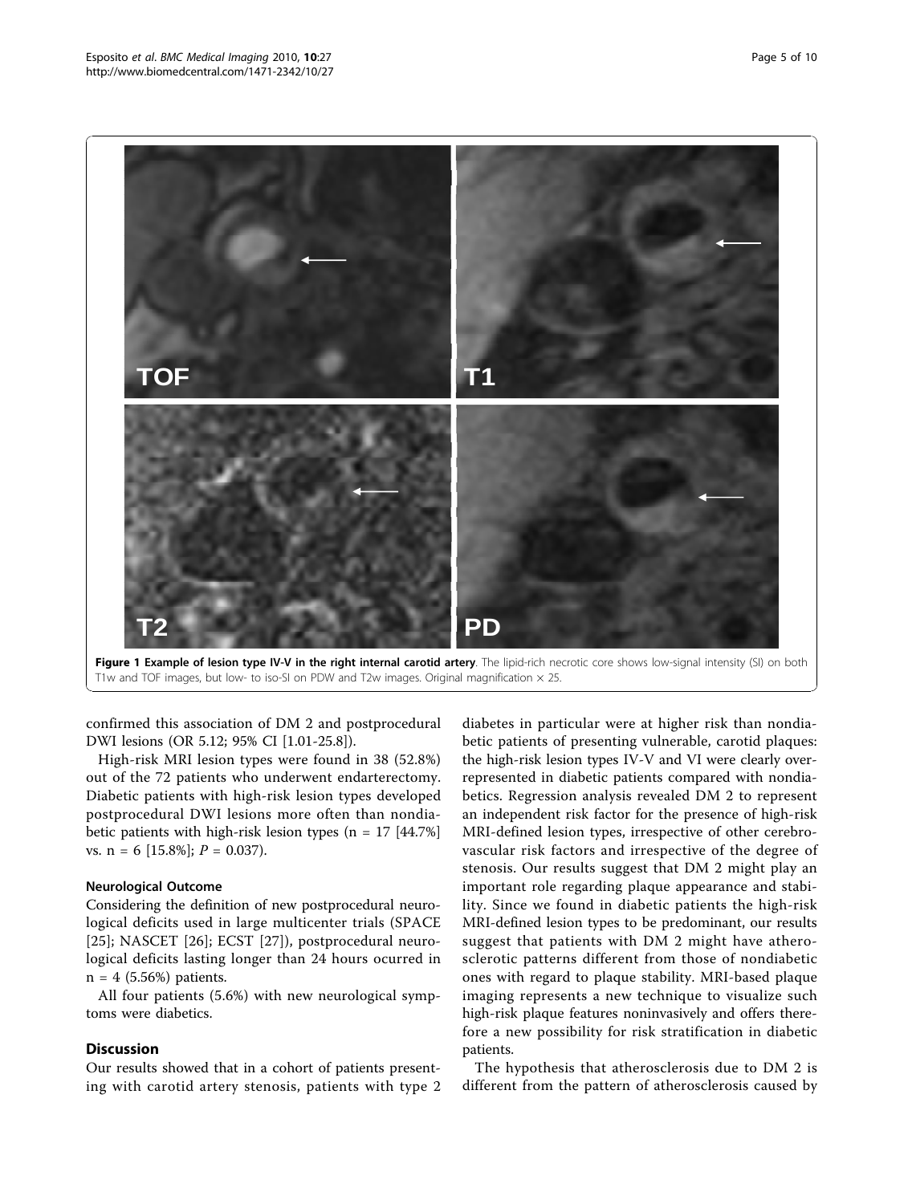**Figure 1 Example of lesion type IV-V in the right internal carotid artery**. The lipid-rich necrotic core shows low-signal intensity (SI) on both T1w and TOF images, but low- to iso-SI on PDW and T2w images. Original magnification × 25.

confirmed this association of DM 2 and postprocedural DWI lesions (OR 5.12; 95% CI [1.01-25.8]).

High-risk MRI lesion types were found in 38 (52.8%) out of the 72 patients who underwent endarterectomy. Diabetic patients with high-risk lesion types developed postprocedural DWI lesions more often than nondiabetic patients with high-risk lesion types (n = 17 [44.7%] vs. n = 6 [15.8%]; *P* = 0.037).

### Neurological Outcome

Considering the definition of new postprocedural neurological deficits used in large multicenter trials (SPACE [25]; NASCET [26]; ECST [27]), postprocedural neurological deficits lasting longer than 24 hours ocurred in n = 4 (5.56%) patients.

All four patients (5.6%) with new neurological symptoms were diabetics.

## Discussion

Our results showed that in a cohort of patients presenting with carotid artery stenosis, patients with type 2 diabetes in particular were at higher risk than nondiabetic patients of presenting vulnerable, carotid plaques: the high-risk lesion types IV-V and VI were clearly overrepresented in diabetic patients compared with nondiabetics. Regression analysis revealed DM 2 to represent an independent risk factor for the presence of high-risk MRI-defined lesion types, irrespective of other cerebrovascular risk factors and irrespective of the degree of stenosis. Our results suggest that DM 2 might play an important role regarding plaque appearance and stability. Since we found in diabetic patients the high-risk MRI-defined lesion types to be predominant, our results suggest that patients with DM 2 might have atherosclerotic patterns different from those of nondiabetic ones with regard to plaque stability. MRI-based plaque imaging represents a new technique to visualize such high-risk plaque features noninvasively and offers therefore a new possibility for risk stratification in diabetic patients.

The hypothesis that atherosclerosis due to DM 2 is different from the pattern of atherosclerosis caused by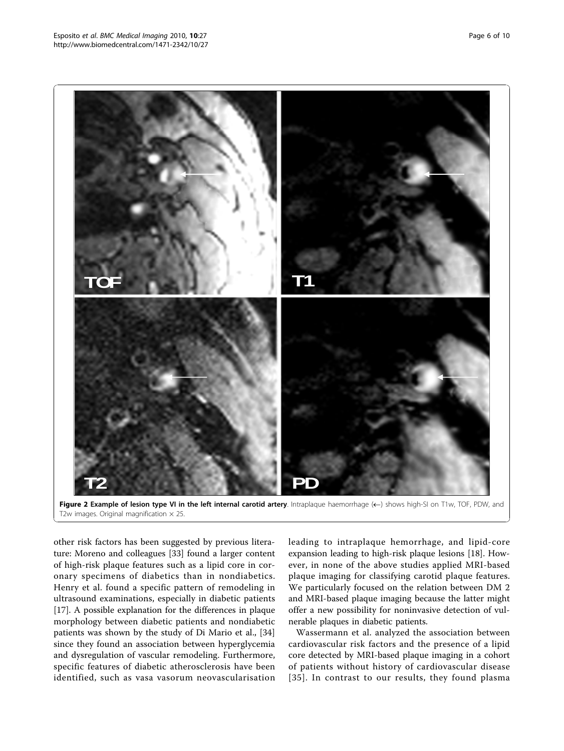**Figure 2 Example of lesion type VI in the left internal carotid artery**. Intraplaque haemorrhage (←) shows high-SI on T1w, TOF, PDW, and T2w images. Original magnification × 25.

other risk factors has been suggested by previous literature: Moreno and colleagues [33] found a larger content of high-risk plaque features such as a lipid core in coronary specimens of diabetics than in nondiabetics. Henry et al. found a specific pattern of remodeling in ultrasound examinations, especially in diabetic patients [17]. A possible explanation for the differences in plaque morphology between diabetic patients and nondiabetic patients was shown by the study of Di Mario et al., [34] since they found an association between hyperglycemia and dysregulation of vascular remodeling. Furthermore, specific features of diabetic atherosclerosis have been identified, such as vasa vasorum neovascularisation leading to intraplaque hemorrhage, and lipid-core expansion leading to high-risk plaque lesions [18]. However, in none of the above studies applied MRI-based plaque imaging for classifying carotid plaque features. We particularly focused on the relation between DM 2 and MRI-based plaque imaging because the latter might offer a new possibility for noninvasive detection of vulnerable plaques in diabetic patients.

Wassermann et al. analyzed the association between cardiovascular risk factors and the presence of a lipid core detected by MRI-based plaque imaging in a cohort of patients without history of cardiovascular disease [35]. In contrast to our results, they found plasma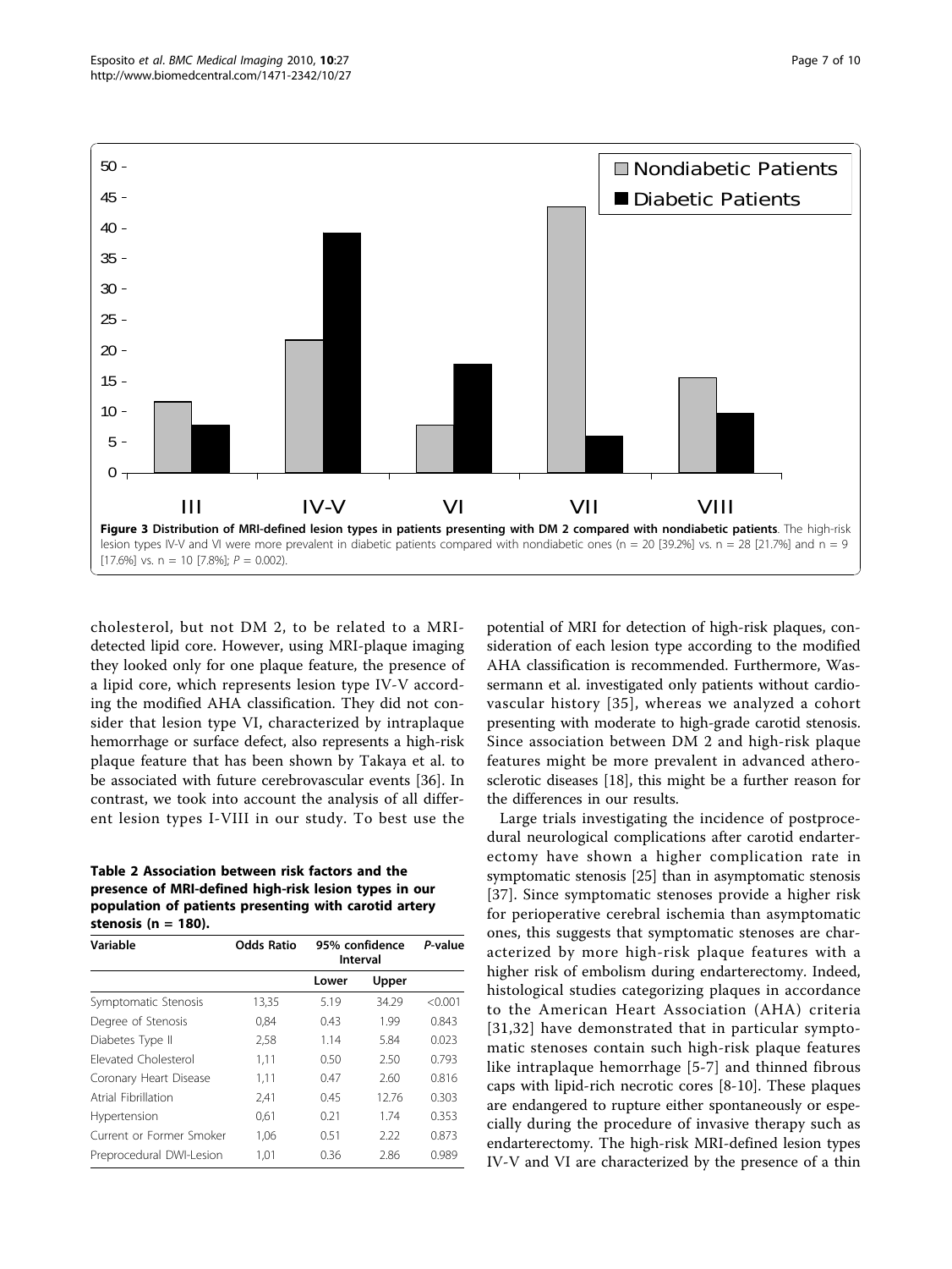**Figure 3 Distribution of MRI-defined lesion types in patients presenting with DM 2 compared with nondiabetic patients**. The high-risk lesion types IV-V and VI were more prevalent in diabetic patients compared with nondiabetic ones (n = 20 [39.2%] vs. n = 28 [21.7%] and n = 9 [17.6%] vs. n = 10 [7.8%]; $P = 0.002$).

cholesterol, but not DM 2, to be related to a MRI-detected lipid core. However, using MRI-plaque imaging they looked only for one plaque feature, the presence of a lipid core, which represents lesion type IV-V according the modified AHA classification. They did not consider that lesion type VI, characterized by intraplaque hemorrhage or surface defect, also represents a high-risk plaque feature that has been shown by Takaya et al. to be associated with future cerebrovascular events [36]. In contrast, we took into account the analysis of all different lesion types I-VIII in our study. To best use the potential of MRI for detection of high-risk plaques, consideration of each lesion type according to the modified AHA classification is recommended. Furthermore, Wassermann et al. investigated only patients without cardiovascular history [35], whereas we analyzed a cohort presenting with moderate to high-grade carotid stenosis. Since association between DM 2 and high-risk plaque features might be more prevalent in advanced atherosclerotic diseases [18], this might be a further reason for the differences in our results.

**Table 2 Association between risk factors and the presence of MRI-defined high-risk lesion types in our population of patients presenting with carotid artery stenosis (n = 180).**

| Variable | Odds Ratio | 95% confidence Interval | | *P*-value |
|---|---|---|---|---|
| | | Lower | Upper | |
| Symptomatic Stenosis | 13,35 | 5.19 | 34.29 | <0.001 |
| Degree of Stenosis | 0,84 | 0.43 | 1.99 | 0.843 |
| Diabetes Type II | 2,58 | 1.14 | 5.84 | 0.023 |
| Elevated Cholesterol | 1,11 | 0.50 | 2.50 | 0.793 |
| Coronary Heart Disease | 1,11 | 0.47 | 2.60 | 0.816 |
| Atrial Fibrillation | 2,41 | 0.45 | 12.76 | 0.303 |
| Hypertension | 0,61 | 0.21 | 1.74 | 0.353 |
| Current or Former Smoker | 1,06 | 0.51 | 2.22 | 0.873 |
| Preprocedural DWI-Lesion | 1,01 | 0.36 | 2.86 | 0.989 |

Large trials investigating the incidence of postprocedural neurological complications after carotid endarterectomy have shown a higher complication rate in symptomatic stenosis [25] than in asymptomatic stenosis [37]. Since symptomatic stenoses provide a higher risk for perioperative cerebral ischemia than asymptomatic ones, this suggests that symptomatic stenoses are characterized by more high-risk plaque features with a higher risk of embolism during endarterectomy. Indeed, histological studies categorizing plaques in accordance to the American Heart Association (AHA) criteria [31,32] have demonstrated that in particular symptomatic stenoses contain such high-risk plaque features like intraplaque hemorrhage [5-7] and thinned fibrous caps with lipid-rich necrotic cores [8-10]. These plaques are endangered to rupture either spontaneously or especially during the procedure of invasive therapy such as endarterectomy. The high-risk MRI-defined lesion types IV-V and VI are characterized by the presence of a thin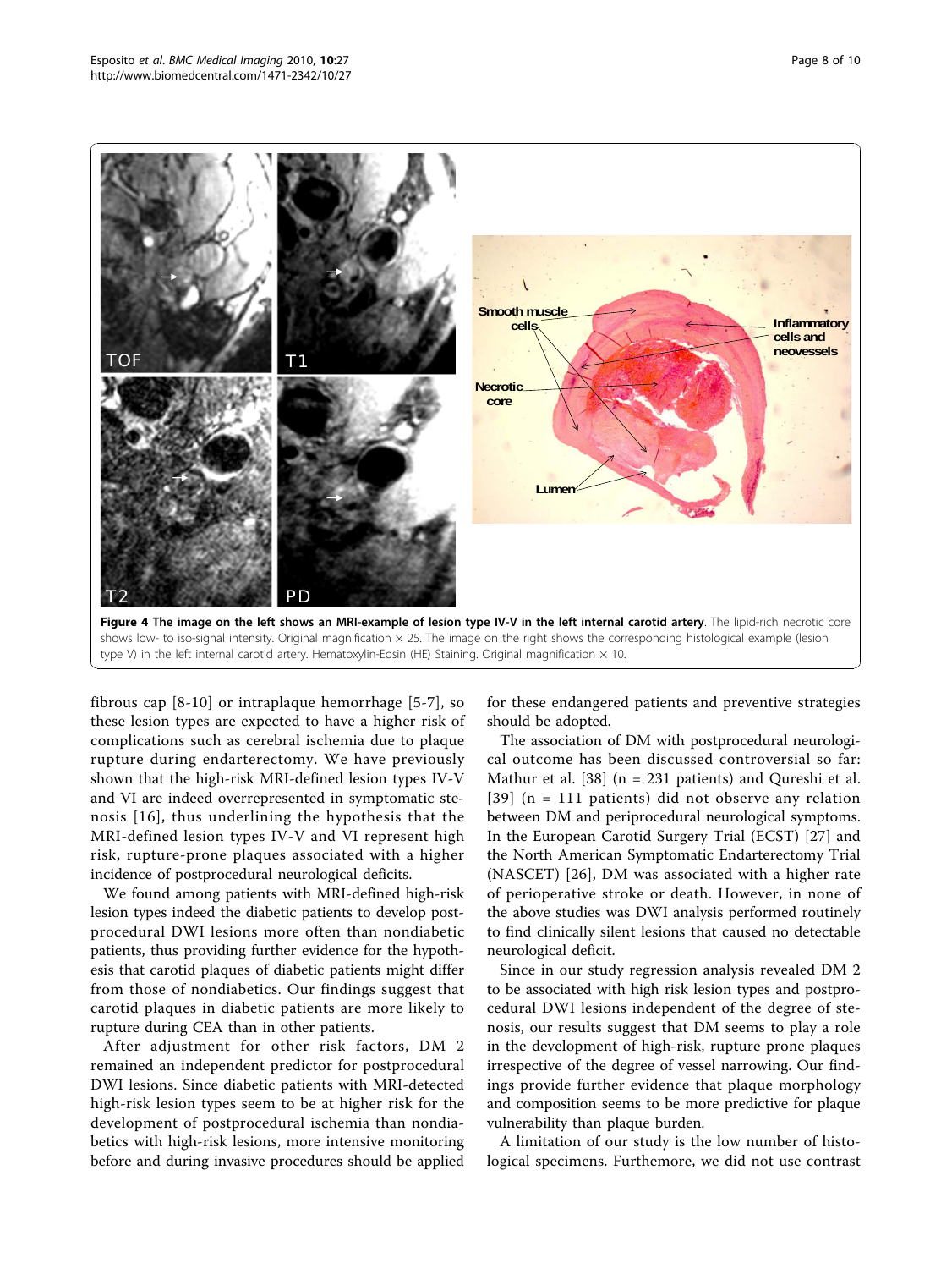**Figure 4 The image on the left shows an MRI-example of lesion type IV-V in the left internal carotid artery**. The lipid-rich necrotic core shows low- to iso-signal intensity. Original magnification × 25. The image on the right shows the corresponding histological example (lesion type V) in the left internal carotid artery. Hematoxylin-Eosin (HE) Staining. Original magnification × 10.

fibrous cap [8-10] or intraplaque hemorrhage [5-7], so these lesion types are expected to have a higher risk of complications such as cerebral ischemia due to plaque rupture during endarterectomy. We have previously shown that the high-risk MRI-defined lesion types IV-V and VI are indeed overrepresented in symptomatic stenosis [16], thus underlining the hypothesis that the MRI-defined lesion types IV-V and VI represent high risk, rupture-prone plaques associated with a higher incidence of postprocedural neurological deficits.

We found among patients with MRI-defined high-risk lesion types indeed the diabetic patients to develop postprocedural DWI lesions more often than nondiabetic patients, thus providing further evidence for the hypothesis that carotid plaques of diabetic patients might differ from those of nondiabetics. Our findings suggest that carotid plaques in diabetic patients are more likely to rupture during CEA than in other patients.

After adjustment for other risk factors, DM 2 remained an independent predictor for postprocedural DWI lesions. Since diabetic patients with MRI-detected high-risk lesion types seem to be at higher risk for the development of postprocedural ischemia than nondiabetics with high-risk lesions, more intensive monitoring before and during invasive procedures should be applied for these endangered patients and preventive strategies should be adopted.

The association of DM with postprocedural neurological outcome has been discussed controversial so far: Mathur et al. [38] (n = 231 patients) and Qureshi et al. [39] (n = 111 patients) did not observe any relation between DM and periprocedural neurological symptoms. In the European Carotid Surgery Trial (ECST) [27] and the North American Symptomatic Endarterectomy Trial (NASCET) [26], DM was associated with a higher rate of perioperative stroke or death. However, in none of the above studies was DWI analysis performed routinely to find clinically silent lesions that caused no detectable neurological deficit.

Since in our study regression analysis revealed DM 2 to be associated with high risk lesion types and postprocedural DWI lesions independent of the degree of stenosis, our results suggest that DM seems to play a role in the development of high-risk, rupture prone plaques irrespective of the degree of vessel narrowing. Our findings provide further evidence that plaque morphology and composition seems to be more predictive for plaque vulnerability than plaque burden.

A limitation of our study is the low number of histological specimens. Furthemore, we did not use contrast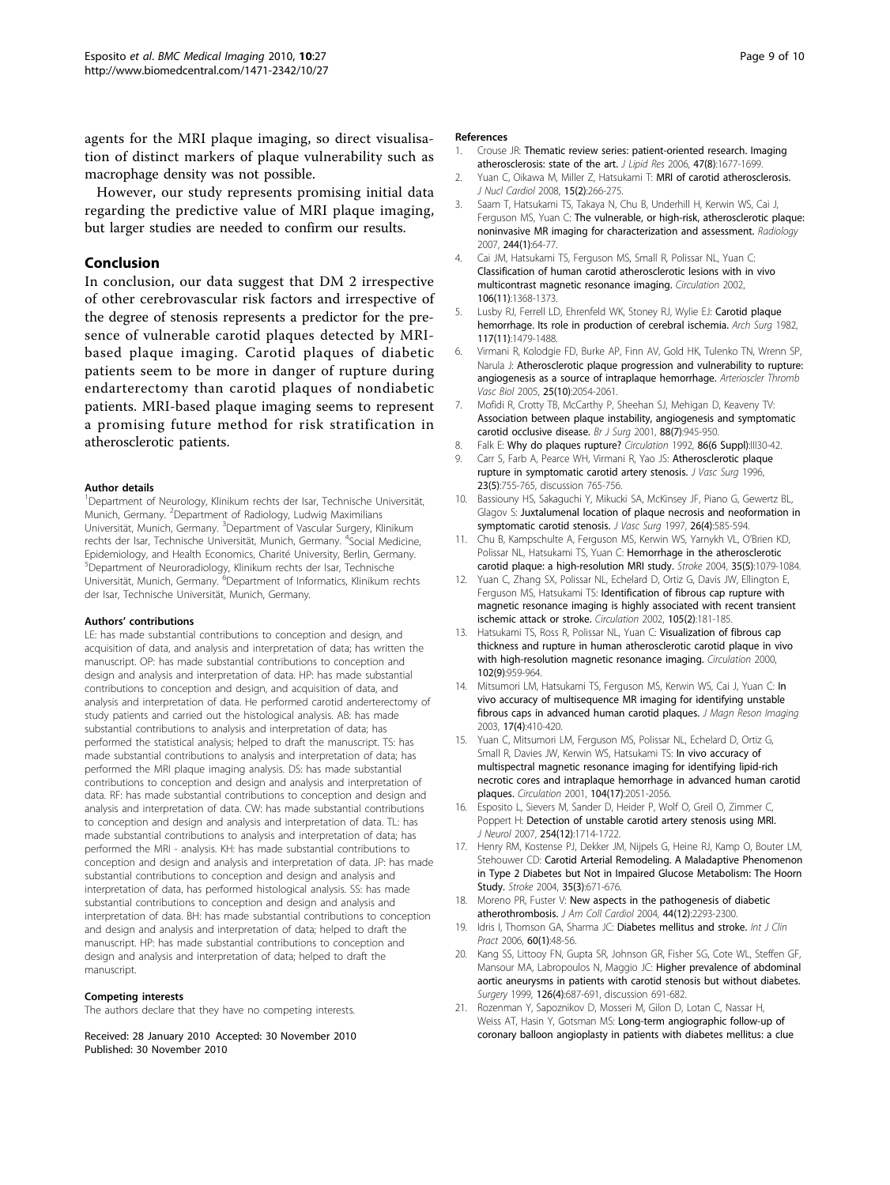agents for the MRI plaque imaging, so direct visualisation of distinct markers of plaque vulnerability such as macrophage density was not possible.

However, our study represents promising initial data regarding the predictive value of MRI plaque imaging, but larger studies are needed to confirm our results.

## Conclusion

In conclusion, our data suggest that DM 2 irrespective of other cerebrovascular risk factors and irrespective of the degree of stenosis represents a predictor for the presence of vulnerable carotid plaques detected by MRI-based plaque imaging. Carotid plaques of diabetic patients seem to be more in danger of rupture during endarterectomy than carotid plaques of nondiabetic patients. MRI-based plaque imaging seems to represent a promising future method for risk stratification in atherosclerotic patients.

#### Author details

[1]Department of Neurology, Klinikum rechts der Isar, Technische Universität, Munich, Germany. [2]Department of Radiology, Ludwig Maximilians Universität, Munich, Germany. [3]Department of Vascular Surgery, Klinikum rechts der Isar, Technische Universität, Munich, Germany. [4]Social Medicine, Epidemiology, and Health Economics, Charité University, Berlin, Germany. [5]Department of Neuroradiology, Klinikum rechts der Isar, Technische Universität, Munich, Germany. [6]Department of Informatics, Klinikum rechts der Isar, Technische Universität, Munich, Germany.

#### Authors' contributions

LE: has made substantial contributions to conception and design, and acquisition of data, and analysis and interpretation of data; has written the manuscript. OP: has made substantial contributions to conception and design and analysis and interpretation of data. HP: has made substantial contributions to conception and design, and acquisition of data, and analysis and interpretation of data. He performed carotid anderterectomy of study patients and carried out the histological analysis. AB: has made substantial contributions to analysis and interpretation of data; has performed the statistical analysis; helped to draft the manuscript. TS: has made substantial contributions to analysis and interpretation of data; has performed the MRI plaque imaging analysis. DS: has made substantial contributions to conception and design and analysis and interpretation of data. RF: has made substantial contributions to conception and design and analysis and interpretation of data. CW: has made substantial contributions to conception and design and analysis and interpretation of data. TL: has made substantial contributions to analysis and interpretation of data; has performed the MRI - analysis. KH: has made substantial contributions to conception and design and analysis and interpretation of data. JP: has made substantial contributions to conception and design and analysis and interpretation of data, has performed histological analysis. SS: has made substantial contributions to conception and design and analysis and interpretation of data. BH: has made substantial contributions to conception and design and analysis and interpretation of data; helped to draft the manuscript. HP: has made substantial contributions to conception and design and analysis and interpretation of data; helped to draft the manuscript.

#### Competing interests

The authors declare that they have no competing interests.

Received: 28 January 2010 Accepted: 30 November 2010
Published: 30 November 2010

#### References

1. Crouse JR: **Thematic review series: patient-oriented research. Imaging atherosclerosis: state of the art.** *J Lipid Res* 2006, **47(8)**:1677-1699.
2. Yuan C, Oikawa M, Miller Z, Hatsukami T: **MRI of carotid atherosclerosis.** *J Nucl Cardiol* 2008, **15(2)**:266-275.
3. Saam T, Hatsukami TS, Takaya N, Chu B, Underhill H, Kerwin WS, Cai J, Ferguson MS, Yuan C: **The vulnerable, or high-risk, atherosclerotic plaque: noninvasive MR imaging for characterization and assessment.** *Radiology* 2007, **244(1)**:64-77.
4. Cai JM, Hatsukami TS, Ferguson MS, Small R, Polissar NL, Yuan C: **Classification of human carotid atherosclerotic lesions with in vivo multicontrast magnetic resonance imaging.** *Circulation* 2002, **106(11)**:1368-1373.
5. Lusby RJ, Ferrell LD, Ehrenfeld WK, Stoney RJ, Wylie EJ: **Carotid plaque hemorrhage. Its role in production of cerebral ischemia.** *Arch Surg* 1982, **117(11)**:1479-1488.
6. Virmani R, Kolodgie FD, Burke AP, Finn AV, Gold HK, Tulenko TN, Wrenn SP, Narula J: **Atherosclerotic plaque progression and vulnerability to rupture: angiogenesis as a source of intraplaque hemorrhage.** *Arterioscler Thromb Vasc Biol* 2005, **25(10)**:2054-2061.
7. Mofidi R, Crotty TB, McCarthy P, Sheehan SJ, Mehigan D, Keaveny TV: **Association between plaque instability, angiogenesis and symptomatic carotid occlusive disease.** *Br J Surg* 2001, **88(7)**:945-950.
8. Falk E: **Why do plaques rupture?** *Circulation* 1992, **86(6 Suppl)**:III30-42.
9. Carr S, Farb A, Pearce WH, Virmani R, Yao JS: **Atherosclerotic plaque rupture in symptomatic carotid artery stenosis.** *J Vasc Surg* 1996, **23(5)**:755-765, discussion 765-756.
10. Bassiouny HS, Sakaguchi Y, Mikucki SA, McKinsey JF, Piano G, Gewertz BL, Glagov S: **Juxtalumenal location of plaque necrosis and neoformation in symptomatic carotid stenosis.** *J Vasc Surg* 1997, **26(4)**:585-594.
11. Chu B, Kampschulte A, Ferguson MS, Kerwin WS, Yarnykh VL, O'Brien KD, Polissar NL, Hatsukami TS, Yuan C: **Hemorrhage in the atherosclerotic carotid plaque: a high-resolution MRI study.** *Stroke* 2004, **35(5)**:1079-1084.
12. Yuan C, Zhang SX, Polissar NL, Echelard D, Ortiz G, Davis JW, Ellington E, Ferguson MS, Hatsukami TS: **Identification of fibrous cap rupture with magnetic resonance imaging is highly associated with recent transient ischemic attack or stroke.** *Circulation* 2002, **105(2)**:181-185.
13. Hatsukami TS, Ross R, Polissar NL, Yuan C: **Visualization of fibrous cap thickness and rupture in human atherosclerotic carotid plaque in vivo with high-resolution magnetic resonance imaging.** *Circulation* 2000, **102(9)**:959-964.
14. Mitsumori LM, Hatsukami TS, Ferguson MS, Kerwin WS, Cai J, Yuan C: **In vivo accuracy of multisequence MR imaging for identifying unstable fibrous caps in advanced human carotid plaques.** *J Magn Reson Imaging* 2003, **17(4)**:410-420.
15. Yuan C, Mitsumori LM, Ferguson MS, Polissar NL, Echelard D, Ortiz G, Small R, Davies JW, Kerwin WS, Hatsukami TS: **In vivo accuracy of multispectral magnetic resonance imaging for identifying lipid-rich necrotic cores and intraplaque hemorrhage in advanced human carotid plaques.** *Circulation* 2001, **104(17)**:2051-2056.
16. Esposito L, Sievers M, Sander D, Heider P, Wolf O, Greil O, Zimmer C, Poppert H: **Detection of unstable carotid artery stenosis using MRI.** *J Neurol* 2007, **254(12)**:1714-1722.
17. Henry RM, Kostense PJ, Dekker JM, Nijpels G, Heine RJ, Kamp O, Bouter LM, Stehouwer CD: **Carotid Arterial Remodeling. A Maladaptive Phenomenon in Type 2 Diabetes but Not in Impaired Glucose Metabolism: The Hoorn Study.** *Stroke* 2004, **35(3)**:671-676.
18. Moreno PR, Fuster V: **New aspects in the pathogenesis of diabetic atherothrombosis.** *J Am Coll Cardiol* 2004, **44(12)**:2293-2300.
19. Idris I, Thomson GA, Sharma JC: **Diabetes mellitus and stroke.** *Int J Clin Pract* 2006, **60(1)**:48-56.
20. Kang SS, Littooy FN, Gupta SR, Johnson GR, Fisher SG, Cote WL, Steffen GF, Mansour MA, Labropoulos N, Maggio JC: **Higher prevalence of abdominal aortic aneurysms in patients with carotid stenosis but without diabetes.** *Surgery* 1999, **126(4)**:687-691, discussion 691-682.
21. Rozenman Y, Sapoznikov D, Mosseri M, Gilon D, Lotan C, Nassar H, Weiss AT, Hasin Y, Gotsman MS: **Long-term angiographic follow-up of coronary balloon angioplasty in patients with diabetes mellitus: a clue**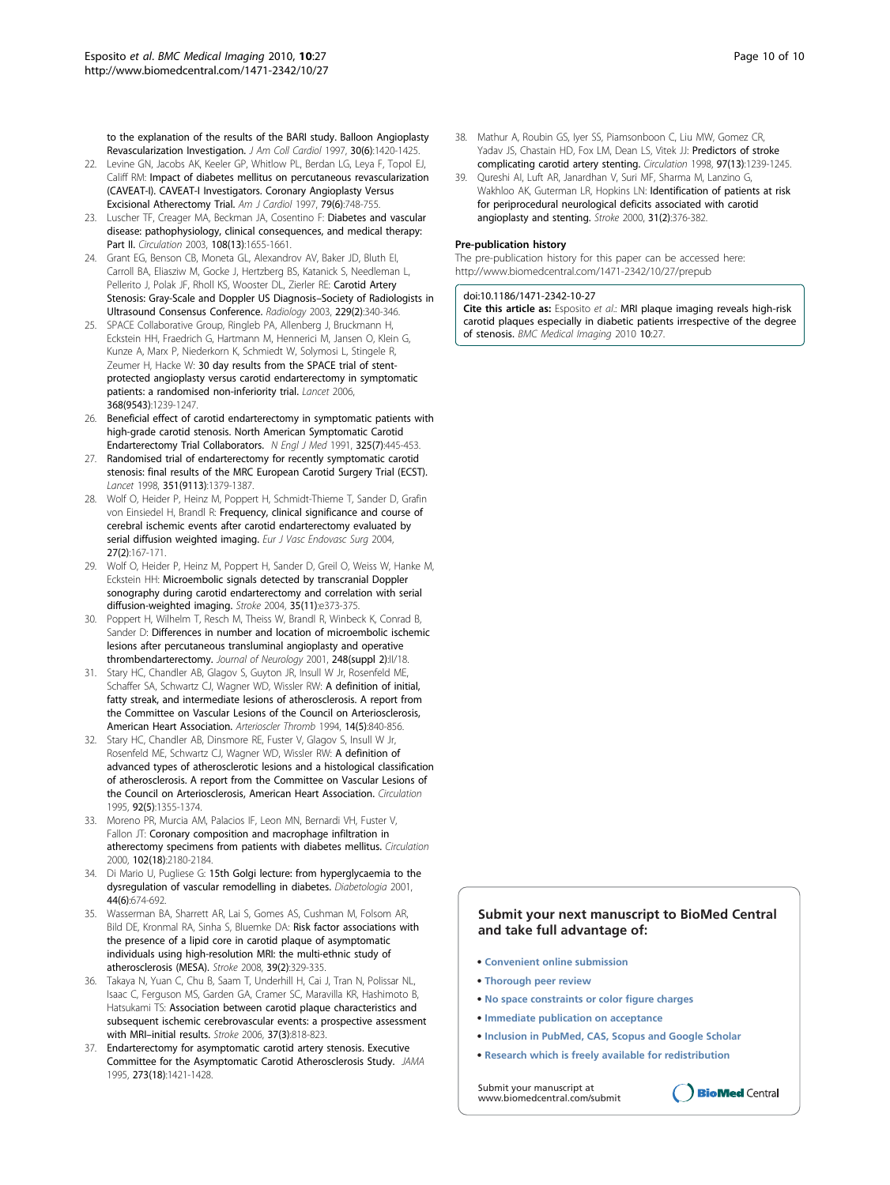to the explanation of the results of the BARI study. Balloon Angioplasty Revascularization Investigation. *J Am Coll Cardiol* 1997, **30(6)**:1420-1425.

22. Levine GN, Jacobs AK, Keeler GP, Whitlow PL, Berdan LG, Leya F, Topol EJ, Califf RM: **Impact of diabetes mellitus on percutaneous revascularization (CAVEAT-I). CAVEAT-I Investigators. Coronary Angioplasty Versus Excisional Atherectomy Trial.** *Am J Cardiol* 1997, **79(6)**:748-755.
23. Luscher TF, Creager MA, Beckman JA, Cosentino F: **Diabetes and vascular disease: pathophysiology, clinical consequences, and medical therapy: Part II.** *Circulation* 2003, **108(13)**:1655-1661.
24. Grant EG, Benson CB, Moneta GL, Alexandrov AV, Baker JD, Bluth EI, Carroll BA, Eliasziw M, Gocke J, Hertzberg BS, Katanick S, Needleman L, Pellerito J, Polak JF, Rholl KS, Wooster DL, Zierler RE: **Carotid Artery Stenosis: Gray-Scale and Doppler US Diagnosis–Society of Radiologists in Ultrasound Consensus Conference.** *Radiology* 2003, **229(2)**:340-346.
25. SPACE Collaborative Group, Ringleb PA, Allenberg J, Bruckmann H, Eckstein HH, Fraedrich G, Hartmann M, Hennerici M, Jansen O, Klein G, Kunze A, Marx P, Niederkorn K, Schmiedt W, Solymosi L, Stingele R, Zeumer H, Hacke W: **30 day results from the SPACE trial of stent-protected angioplasty versus carotid endarterectomy in symptomatic patients: a randomised non-inferiority trial.** *Lancet* 2006, **368(9543)**:1239-1247.
26. **Beneficial effect of carotid endarterectomy in symptomatic patients with high-grade carotid stenosis. North American Symptomatic Carotid Endarterectomy Trial Collaborators.** *N Engl J Med* 1991, **325(7)**:445-453.
27. **Randomised trial of endarterectomy for recently symptomatic carotid stenosis: final results of the MRC European Carotid Surgery Trial (ECST).** *Lancet* 1998, **351(9113)**:1379-1387.
28. Wolf O, Heider P, Heinz M, Poppert H, Schmidt-Thieme T, Sander D, Grafin von Einsiedel H, Brandl R: **Frequency, clinical significance and course of cerebral ischemic events after carotid endarterectomy evaluated by serial diffusion weighted imaging.** *Eur J Vasc Endovasc Surg* 2004, **27(2)**:167-171.
29. Wolf O, Heider P, Heinz M, Poppert H, Sander D, Greil O, Weiss W, Hanke M, Eckstein HH: **Microembolic signals detected by transcranial Doppler sonography during carotid endarterectomy and correlation with serial diffusion-weighted imaging.** *Stroke* 2004, **35(11)**:e373-375.
30. Poppert H, Wilhelm T, Resch M, Theiss W, Brandl R, Winbeck K, Conrad B, Sander D: **Differences in number and location of microembolic ischemic lesions after percutaneous transluminal angioplasty and operative thrombendarterectomy.** *Journal of Neurology* 2001, **248(suppl 2)**:II/18.
31. Stary HC, Chandler AB, Glagov S, Guyton JR, Insull W Jr, Rosenfeld ME, Schaffer SA, Schwartz CJ, Wagner WD, Wissler RW: **A definition of initial, fatty streak, and intermediate lesions of atherosclerosis. A report from the Committee on Vascular Lesions of the Council on Arteriosclerosis, American Heart Association.** *Arterioscler Thromb* 1994, **14(5)**:840-856.
32. Stary HC, Chandler AB, Dinsmore RE, Fuster V, Glagov S, Insull W Jr, Rosenfeld ME, Schwartz CJ, Wagner WD, Wissler RW: **A definition of advanced types of atherosclerotic lesions and a histological classification of atherosclerosis. A report from the Committee on Vascular Lesions of the Council on Arteriosclerosis, American Heart Association.** *Circulation* 1995, **92(5)**:1355-1374.
33. Moreno PR, Murcia AM, Palacios IF, Leon MN, Bernardi VH, Fuster V, Fallon JT: **Coronary composition and macrophage infiltration in atherectomy specimens from patients with diabetes mellitus.** *Circulation* 2000, **102(18)**:2180-2184.
34. Di Mario U, Pugliese G: **15th Golgi lecture: from hyperglycaemia to the dysregulation of vascular remodelling in diabetes.** *Diabetologia* 2001, **44(6)**:674-692.
35. Wasserman BA, Sharrett AR, Lai S, Gomes AS, Cushman M, Folsom AR, Bild DE, Kronmal RA, Sinha S, Bluemke DA: **Risk factor associations with the presence of a lipid core in carotid plaque of asymptomatic individuals using high-resolution MRI: the multi-ethnic study of atherosclerosis (MESA).** *Stroke* 2008, **39(2)**:329-335.
36. Takaya N, Yuan C, Chu B, Saam T, Underhill H, Cai J, Tran N, Polissar NL, Isaac C, Ferguson MS, Garden GA, Cramer SC, Maravilla KR, Hashimoto B, Hatsukami TS: **Association between carotid plaque characteristics and subsequent ischemic cerebrovascular events: a prospective assessment with MRI–initial results.** *Stroke* 2006, **37(3)**:818-823.
37. **Endarterectomy for asymptomatic carotid artery stenosis. Executive Committee for the Asymptomatic Carotid Atherosclerosis Study.** *JAMA* 1995, **273(18)**:1421-1428.
38. Mathur A, Roubin GS, Iyer SS, Piamsonboon C, Liu MW, Gomez CR, Yadav JS, Chastain HD, Fox LM, Dean LS, Vitek JJ: **Predictors of stroke complicating carotid artery stenting.** *Circulation* 1998, **97(13)**:1239-1245.
39. Qureshi AI, Luft AR, Janardhan V, Suri MF, Sharma M, Lanzino G, Wakhloo AK, Guterman LR, Hopkins LN: **Identification of patients at risk for periprocedural neurological deficits associated with carotid angioplasty and stenting.** *Stroke* 2000, **31(2)**:376-382.

### Pre-publication history

The pre-publication history for this paper can be accessed here: http://www.biomedcentral.com/1471-2342/10/27/prepub

doi:10.1186/1471-2342-10-27

**Cite this article as:** Esposito *et al.*: MRI plaque imaging reveals high-risk carotid plaques especially in diabetic patients irrespective of the degree of stenosis. *BMC Medical Imaging* 2010 **10**:27.

**Submit your next manuscript to BioMed Central and take full advantage of:**

- **Convenient online submission**
- **Thorough peer review**
- **No space constraints or color figure charges**
- **Immediate publication on acceptance**
- **Inclusion in PubMed, CAS, Scopus and Google Scholar**
- **Research which is freely available for redistribution**

Submit your manuscript at
www.biomedcentral.com/submit

BioMed Central